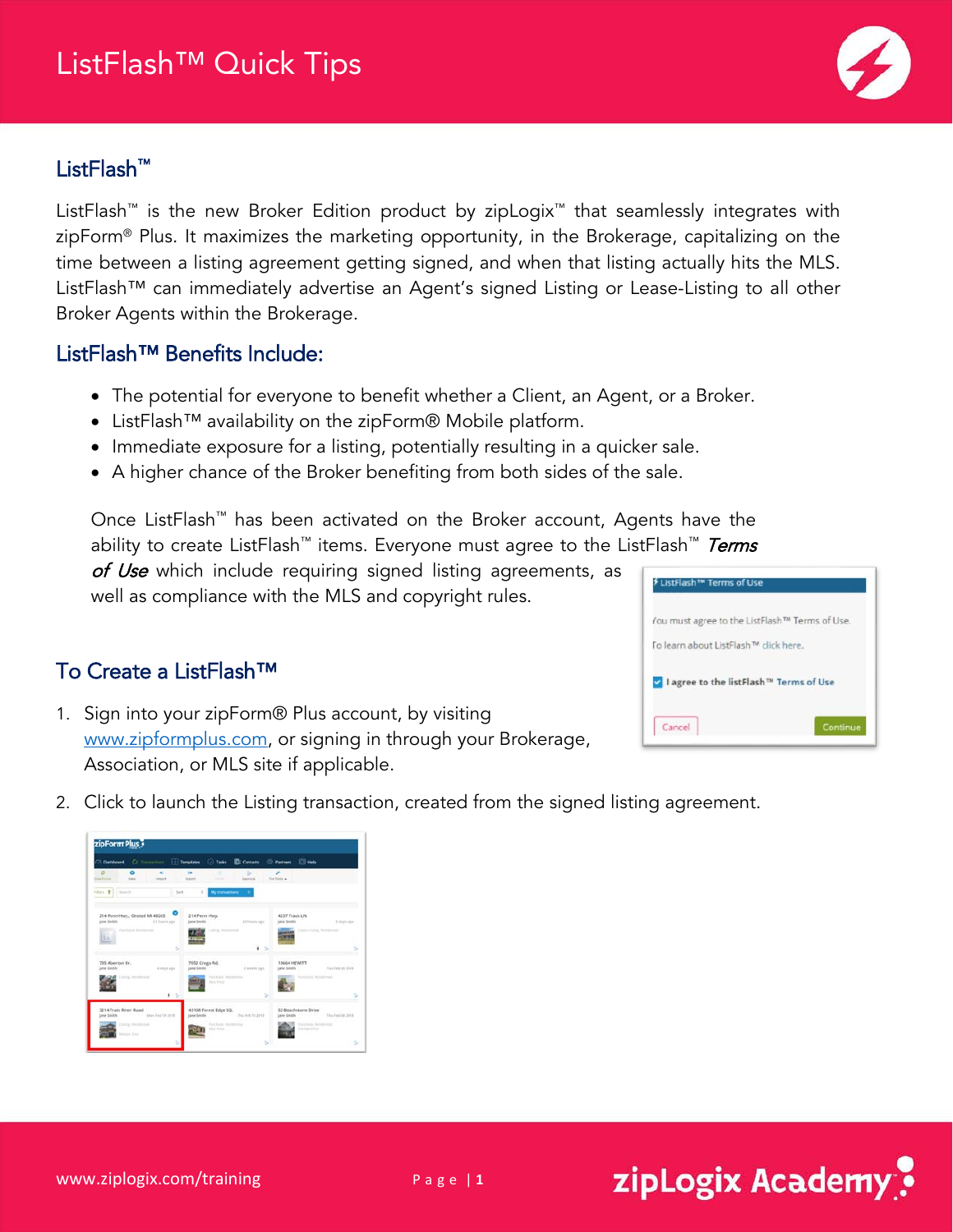# ListFlash™ Quick Tips

## ListFlash™

ListFlash™ is the new Broker Edition product by zipLogix™ that seamlessly integrates with zipForm® Plus. It maximizes the marketing opportunity, in the Brokerage, capitalizing on the time between a listing agreement getting signed, and when that listing actually hits the MLS. ListFlash™ can immediately advertise an Agent's signed Listing or Lease-Listing to all other Broker Agents within the Brokerage.

## ListFlash™ Benefits Include:

- The potential for everyone to benefit whether a Client, an Agent, or a Broker.
- ListFlash™ availability on the zipForm® Mobile platform.
- Immediate exposure for a listing, potentially resulting in a quicker sale.
- A higher chance of the Broker benefiting from both sides of the sale.

Once ListFlash™ has been activated on the Broker account, Agents have the ability to create ListFlash™ items. Everyone must agree to the ListFlash™ *Terms of Use* which include requiring signed listing agreements, as well as compliance with the MLS and copyright rules.

## To Create a ListFlash™

1. Sign into your zipForm® Plus account, by visiting www.zipformplus.com, or signing in through your Brokerage, Association, or MLS site if applicable.
2. Click to launch the Listing transaction, created from the signed listing agreement.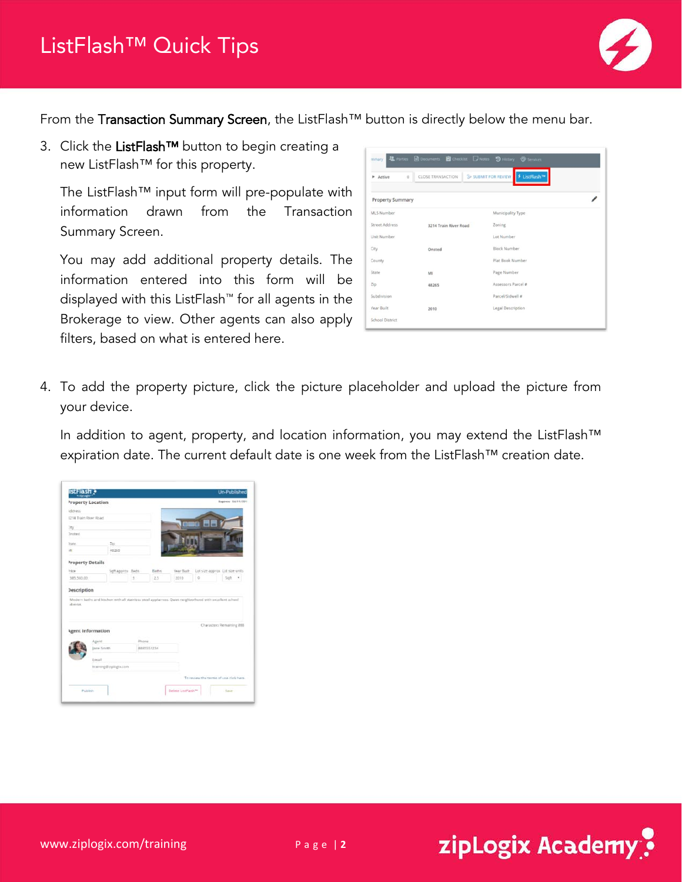From the **Transaction Summary Screen**, the ListFlash™ button is directly below the menu bar.

3. Click the **ListFlash™** button to begin creating a new ListFlash™ for this property.

   The ListFlash™ input form will pre-populate with information drawn from the Transaction Summary Screen.

   You may add additional property details. The information entered into this form will be displayed with this ListFlash™ for all agents in the Brokerage to view. Other agents can also apply filters, based on what is entered here.

4. To add the property picture, click the picture placeholder and upload the picture from your device.

   In addition to agent, property, and location information, you may extend the ListFlash™ expiration date. The current default date is one week from the ListFlash™ creation date.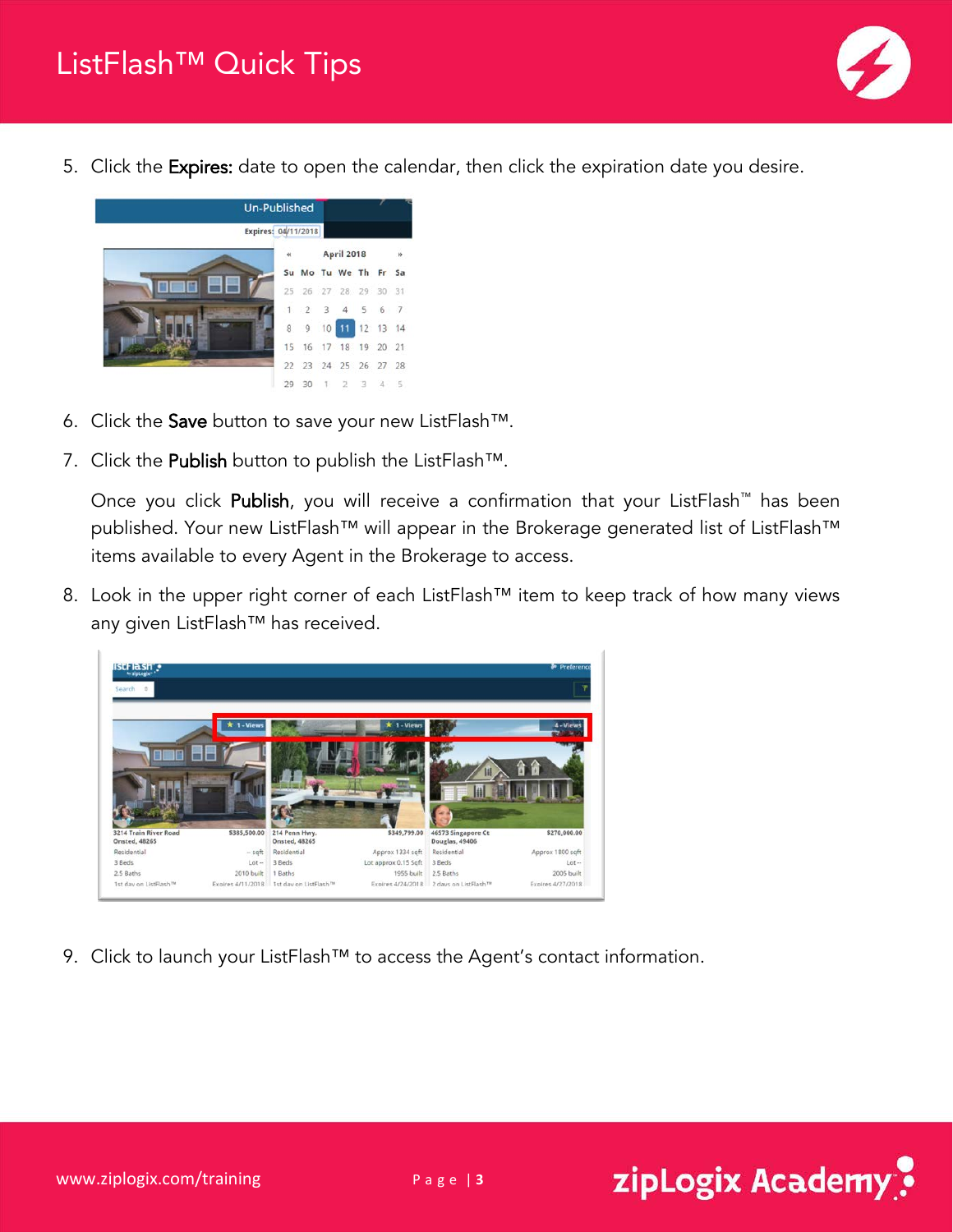5. Click the **Expires:** date to open the calendar, then click the expiration date you desire.

6. Click the **Save** button to save your new ListFlash™.

7. Click the **Publish** button to publish the ListFlash™.

   Once you click **Publish**, you will receive a confirmation that your ListFlash™ has been published. Your new ListFlash™ will appear in the Brokerage generated list of ListFlash™ items available to every Agent in the Brokerage to access.

8. Look in the upper right corner of each ListFlash™ item to keep track of how many views any given ListFlash™ has received.

9. Click to launch your ListFlash™ to access the Agent's contact information.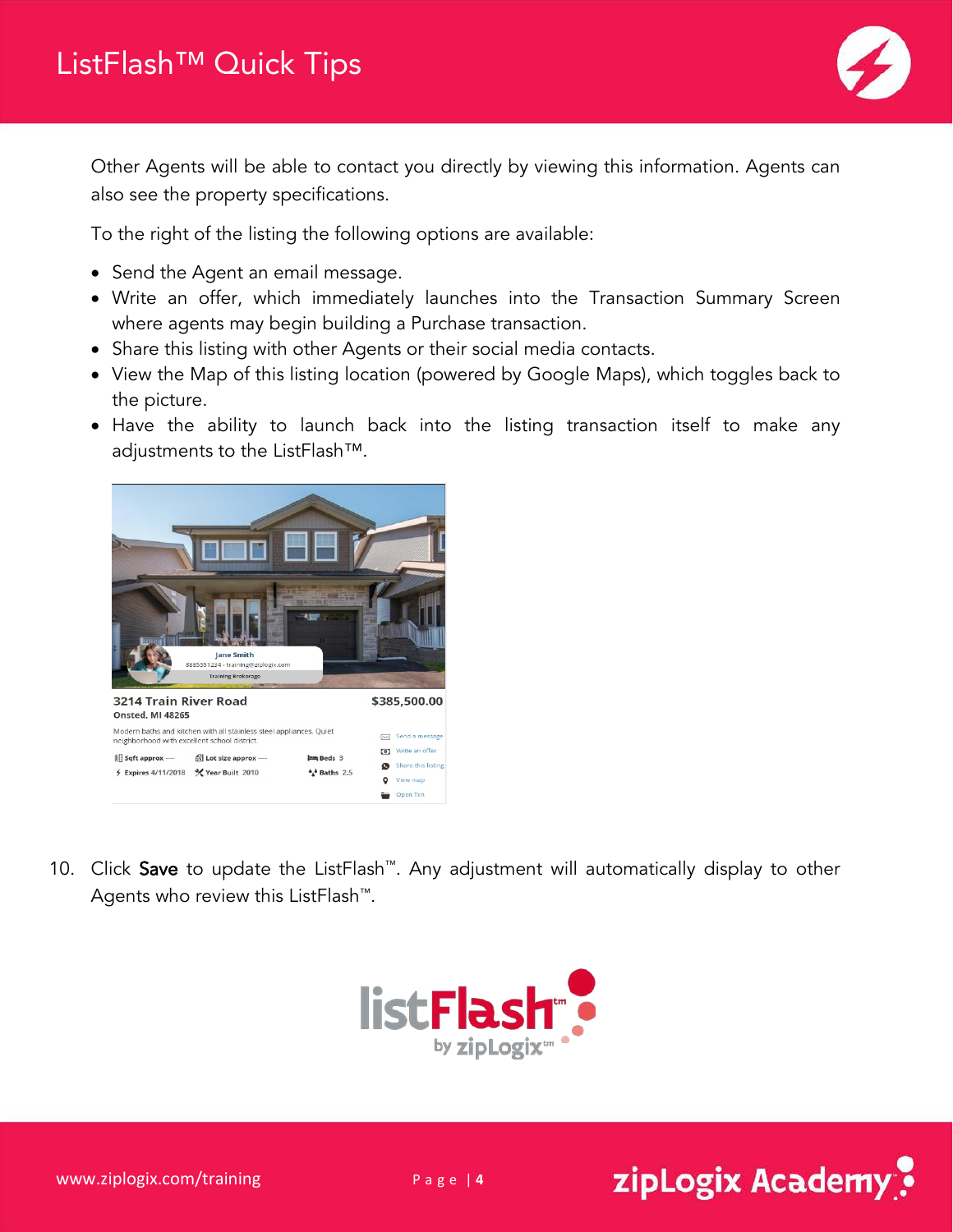Other Agents will be able to contact you directly by viewing this information. Agents can also see the property specifications.

To the right of the listing the following options are available:

- Send the Agent an email message.
- Write an offer, which immediately launches into the Transaction Summary Screen where agents may begin building a Purchase transaction.
- Share this listing with other Agents or their social media contacts.
- View the Map of this listing location (powered by Google Maps), which toggles back to the picture.
- Have the ability to launch back into the listing transaction itself to make any adjustments to the ListFlash™.

10. Click **Save** to update the ListFlash™. Any adjustment will automatically display to other Agents who review this ListFlash™.